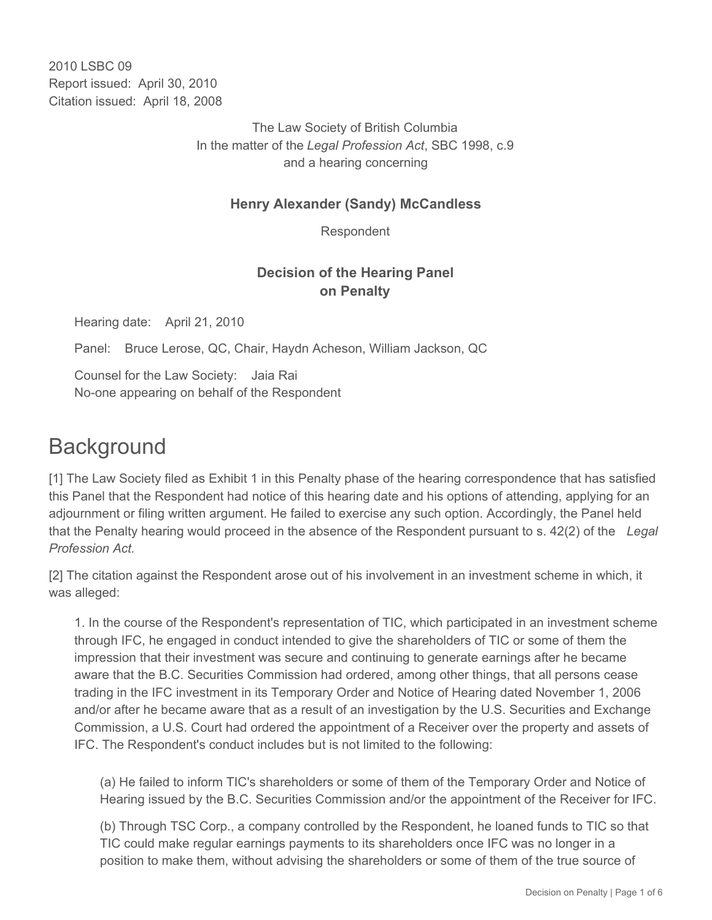2010 LSBC 09
Report issued: April 30, 2010
Citation issued: April 18, 2008

The Law Society of British Columbia
In the matter of the *Legal Profession Act*, SBC 1998, c.9
and a hearing concerning

**Henry Alexander (Sandy) McCandless**

Respondent

**Decision of the Hearing Panel on Penalty**

Hearing date: April 21, 2010

Panel: Bruce Lerose, QC, Chair, Haydn Acheson, William Jackson, QC

Counsel for the Law Society: Jaia Rai
No-one appearing on behalf of the Respondent

# Background

[1] The Law Society filed as Exhibit 1 in this Penalty phase of the hearing correspondence that has satisfied this Panel that the Respondent had notice of this hearing date and his options of attending, applying for an adjournment or filing written argument. He failed to exercise any such option. Accordingly, the Panel held that the Penalty hearing would proceed in the absence of the Respondent pursuant to s. 42(2) of the *Legal Profession Act*.

[2] The citation against the Respondent arose out of his involvement in an investment scheme in which, it was alleged:

> 1. In the course of the Respondent's representation of TIC, which participated in an investment scheme through IFC, he engaged in conduct intended to give the shareholders of TIC or some of them the impression that their investment was secure and continuing to generate earnings after he became aware that the B.C. Securities Commission had ordered, among other things, that all persons cease trading in the IFC investment in its Temporary Order and Notice of Hearing dated November 1, 2006 and/or after he became aware that as a result of an investigation by the U.S. Securities and Exchange Commission, a U.S. Court had ordered the appointment of a Receiver over the property and assets of IFC. The Respondent's conduct includes but is not limited to the following:
>
> > (a) He failed to inform TIC's shareholders or some of them of the Temporary Order and Notice of Hearing issued by the B.C. Securities Commission and/or the appointment of the Receiver for IFC.
> >
> > (b) Through TSC Corp., a company controlled by the Respondent, he loaned funds to TIC so that TIC could make regular earnings payments to its shareholders once IFC was no longer in a position to make them, without advising the shareholders or some of them of the true source of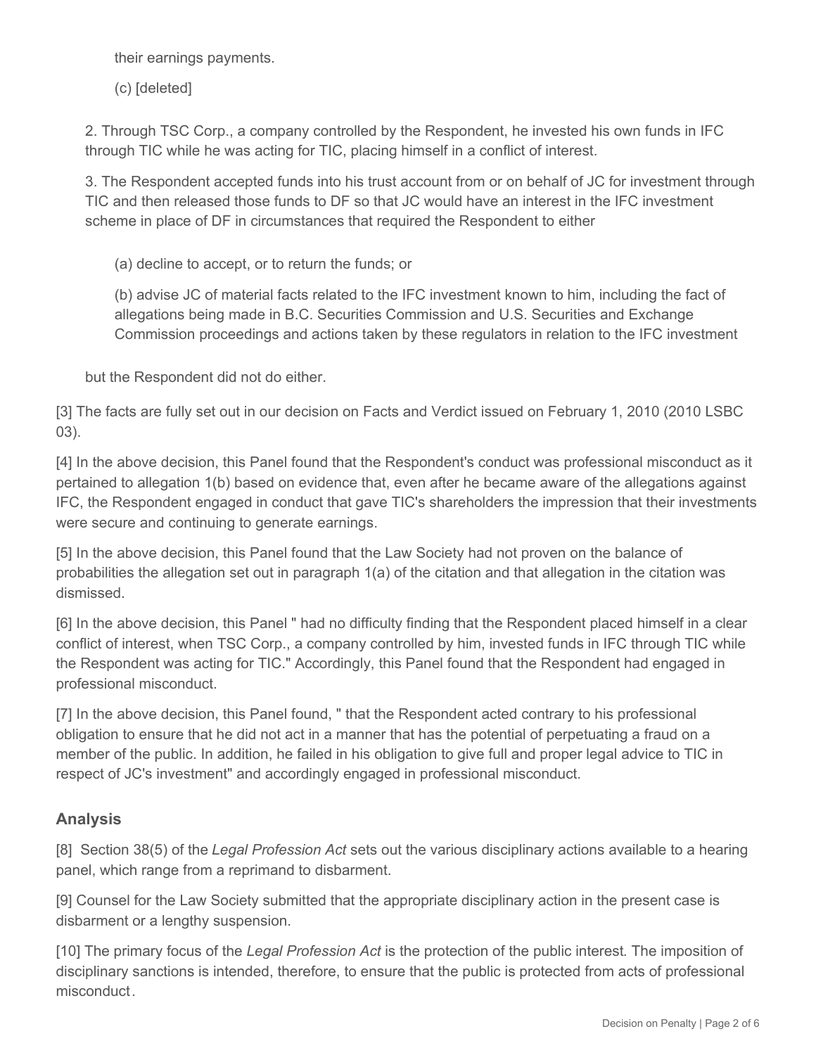their earnings payments.

(c) [deleted]

2. Through TSC Corp., a company controlled by the Respondent, he invested his own funds in IFC through TIC while he was acting for TIC, placing himself in a conflict of interest.

3. The Respondent accepted funds into his trust account from or on behalf of JC for investment through TIC and then released those funds to DF so that JC would have an interest in the IFC investment scheme in place of DF in circumstances that required the Respondent to either

(a) decline to accept, or to return the funds; or

(b) advise JC of material facts related to the IFC investment known to him, including the fact of allegations being made in B.C. Securities Commission and U.S. Securities and Exchange Commission proceedings and actions taken by these regulators in relation to the IFC investment

but the Respondent did not do either.

[3] The facts are fully set out in our decision on Facts and Verdict issued on February 1, 2010 (2010 LSBC 03).

[4] In the above decision, this Panel found that the Respondent's conduct was professional misconduct as it pertained to allegation 1(b) based on evidence that, even after he became aware of the allegations against IFC, the Respondent engaged in conduct that gave TIC's shareholders the impression that their investments were secure and continuing to generate earnings.

[5] In the above decision, this Panel found that the Law Society had not proven on the balance of probabilities the allegation set out in paragraph 1(a) of the citation and that allegation in the citation was dismissed.

[6] In the above decision, this Panel " had no difficulty finding that the Respondent placed himself in a clear conflict of interest, when TSC Corp., a company controlled by him, invested funds in IFC through TIC while the Respondent was acting for TIC." Accordingly, this Panel found that the Respondent had engaged in professional misconduct.

[7] In the above decision, this Panel found, " that the Respondent acted contrary to his professional obligation to ensure that he did not act in a manner that has the potential of perpetuating a fraud on a member of the public. In addition, he failed in his obligation to give full and proper legal advice to TIC in respect of JC's investment" and accordingly engaged in professional misconduct.

## Analysis

[8] Section 38(5) of the *Legal Profession Act* sets out the various disciplinary actions available to a hearing panel, which range from a reprimand to disbarment.

[9] Counsel for the Law Society submitted that the appropriate disciplinary action in the present case is disbarment or a lengthy suspension.

[10] The primary focus of the *Legal Profession Act* is the protection of the public interest. The imposition of disciplinary sanctions is intended, therefore, to ensure that the public is protected from acts of professional misconduct.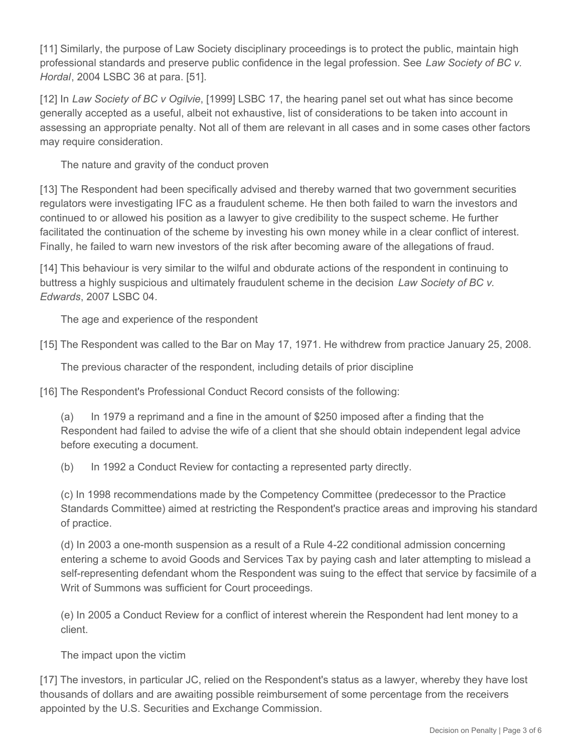[11] Similarly, the purpose of Law Society disciplinary proceedings is to protect the public, maintain high professional standards and preserve public confidence in the legal profession. See *Law Society of BC v. Hordal*, 2004 LSBC 36 at para. [51].

[12] In *Law Society of BC v Ogilvie*, [1999] LSBC 17, the hearing panel set out what has since become generally accepted as a useful, albeit not exhaustive, list of considerations to be taken into account in assessing an appropriate penalty. Not all of them are relevant in all cases and in some cases other factors may require consideration.

The nature and gravity of the conduct proven

[13] The Respondent had been specifically advised and thereby warned that two government securities regulators were investigating IFC as a fraudulent scheme. He then both failed to warn the investors and continued to or allowed his position as a lawyer to give credibility to the suspect scheme. He further facilitated the continuation of the scheme by investing his own money while in a clear conflict of interest. Finally, he failed to warn new investors of the risk after becoming aware of the allegations of fraud.

[14] This behaviour is very similar to the wilful and obdurate actions of the respondent in continuing to buttress a highly suspicious and ultimately fraudulent scheme in the decision *Law Society of BC v. Edwards*, 2007 LSBC 04.

The age and experience of the respondent

[15] The Respondent was called to the Bar on May 17, 1971. He withdrew from practice January 25, 2008.

The previous character of the respondent, including details of prior discipline

[16] The Respondent's Professional Conduct Record consists of the following:

(a) In 1979 a reprimand and a fine in the amount of $250 imposed after a finding that the Respondent had failed to advise the wife of a client that she should obtain independent legal advice before executing a document.

(b) In 1992 a Conduct Review for contacting a represented party directly.

(c) In 1998 recommendations made by the Competency Committee (predecessor to the Practice Standards Committee) aimed at restricting the Respondent's practice areas and improving his standard of practice.

(d) In 2003 a one-month suspension as a result of a Rule 4-22 conditional admission concerning entering a scheme to avoid Goods and Services Tax by paying cash and later attempting to mislead a self-representing defendant whom the Respondent was suing to the effect that service by facsimile of a Writ of Summons was sufficient for Court proceedings.

(e) In 2005 a Conduct Review for a conflict of interest wherein the Respondent had lent money to a client.

The impact upon the victim

[17] The investors, in particular JC, relied on the Respondent's status as a lawyer, whereby they have lost thousands of dollars and are awaiting possible reimbursement of some percentage from the receivers appointed by the U.S. Securities and Exchange Commission.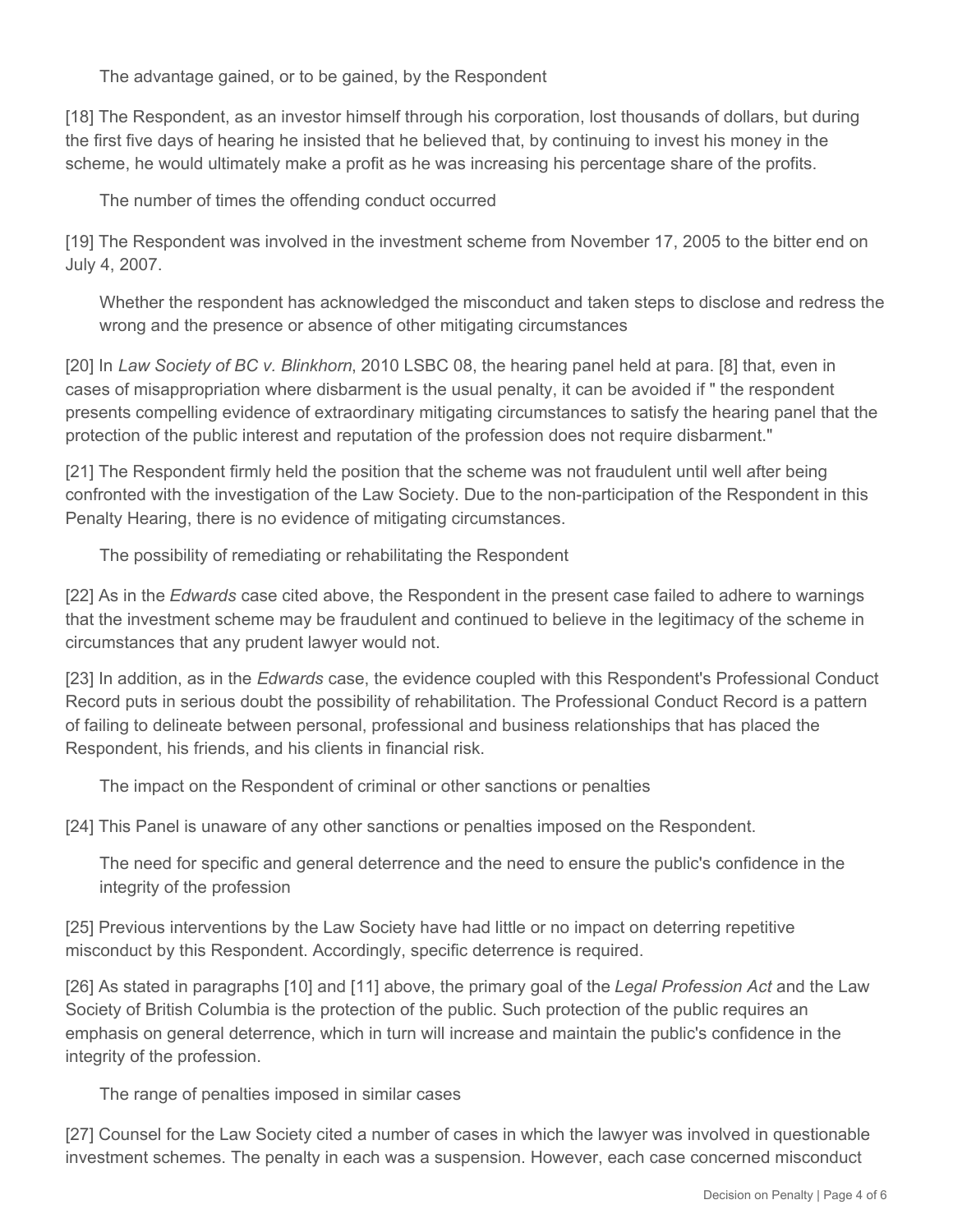The advantage gained, or to be gained, by the Respondent

[18] The Respondent, as an investor himself through his corporation, lost thousands of dollars, but during the first five days of hearing he insisted that he believed that, by continuing to invest his money in the scheme, he would ultimately make a profit as he was increasing his percentage share of the profits.

The number of times the offending conduct occurred

[19] The Respondent was involved in the investment scheme from November 17, 2005 to the bitter end on July 4, 2007.

Whether the respondent has acknowledged the misconduct and taken steps to disclose and redress the wrong and the presence or absence of other mitigating circumstances

[20] In *Law Society of BC v. Blinkhorn*, 2010 LSBC 08, the hearing panel held at para. [8] that, even in cases of misappropriation where disbarment is the usual penalty, it can be avoided if " the respondent presents compelling evidence of extraordinary mitigating circumstances to satisfy the hearing panel that the protection of the public interest and reputation of the profession does not require disbarment."

[21] The Respondent firmly held the position that the scheme was not fraudulent until well after being confronted with the investigation of the Law Society. Due to the non-participation of the Respondent in this Penalty Hearing, there is no evidence of mitigating circumstances.

The possibility of remediating or rehabilitating the Respondent

[22] As in the *Edwards* case cited above, the Respondent in the present case failed to adhere to warnings that the investment scheme may be fraudulent and continued to believe in the legitimacy of the scheme in circumstances that any prudent lawyer would not.

[23] In addition, as in the *Edwards* case, the evidence coupled with this Respondent's Professional Conduct Record puts in serious doubt the possibility of rehabilitation. The Professional Conduct Record is a pattern of failing to delineate between personal, professional and business relationships that has placed the Respondent, his friends, and his clients in financial risk.

The impact on the Respondent of criminal or other sanctions or penalties

[24] This Panel is unaware of any other sanctions or penalties imposed on the Respondent.

The need for specific and general deterrence and the need to ensure the public's confidence in the integrity of the profession

[25] Previous interventions by the Law Society have had little or no impact on deterring repetitive misconduct by this Respondent. Accordingly, specific deterrence is required.

[26] As stated in paragraphs [10] and [11] above, the primary goal of the *Legal Profession Act* and the Law Society of British Columbia is the protection of the public. Such protection of the public requires an emphasis on general deterrence, which in turn will increase and maintain the public's confidence in the integrity of the profession.

The range of penalties imposed in similar cases

[27] Counsel for the Law Society cited a number of cases in which the lawyer was involved in questionable investment schemes. The penalty in each was a suspension. However, each case concerned misconduct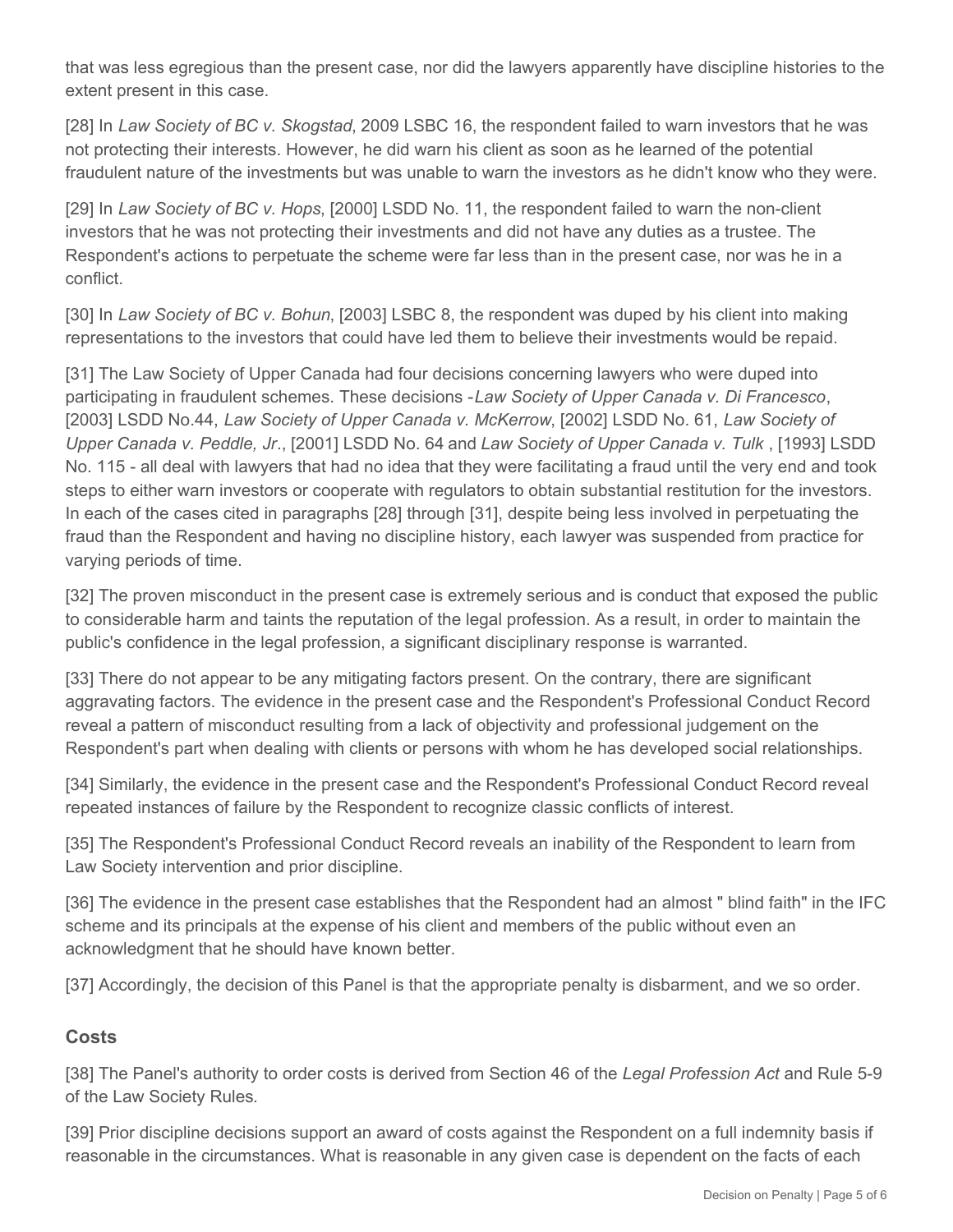that was less egregious than the present case, nor did the lawyers apparently have discipline histories to the extent present in this case.

[28] In *Law Society of BC v. Skogstad*, 2009 LSBC 16, the respondent failed to warn investors that he was not protecting their interests. However, he did warn his client as soon as he learned of the potential fraudulent nature of the investments but was unable to warn the investors as he didn't know who they were.

[29] In *Law Society of BC v. Hops*, [2000] LSDD No. 11, the respondent failed to warn the non-client investors that he was not protecting their investments and did not have any duties as a trustee. The Respondent's actions to perpetuate the scheme were far less than in the present case, nor was he in a conflict.

[30] In *Law Society of BC v. Bohun*, [2003] LSBC 8, the respondent was duped by his client into making representations to the investors that could have led them to believe their investments would be repaid.

[31] The Law Society of Upper Canada had four decisions concerning lawyers who were duped into participating in fraudulent schemes. These decisions -*Law Society of Upper Canada v. Di Francesco*, [2003] LSDD No.44, *Law Society of Upper Canada v. McKerrow*, [2002] LSDD No. 61, *Law Society of Upper Canada v. Peddle, Jr*., [2001] LSDD No. 64 and *Law Society of Upper Canada v. Tulk* , [1993] LSDD No. 115 - all deal with lawyers that had no idea that they were facilitating a fraud until the very end and took steps to either warn investors or cooperate with regulators to obtain substantial restitution for the investors. In each of the cases cited in paragraphs [28] through [31], despite being less involved in perpetuating the fraud than the Respondent and having no discipline history, each lawyer was suspended from practice for varying periods of time.

[32] The proven misconduct in the present case is extremely serious and is conduct that exposed the public to considerable harm and taints the reputation of the legal profession. As a result, in order to maintain the public's confidence in the legal profession, a significant disciplinary response is warranted.

[33] There do not appear to be any mitigating factors present. On the contrary, there are significant aggravating factors. The evidence in the present case and the Respondent's Professional Conduct Record reveal a pattern of misconduct resulting from a lack of objectivity and professional judgement on the Respondent's part when dealing with clients or persons with whom he has developed social relationships.

[34] Similarly, the evidence in the present case and the Respondent's Professional Conduct Record reveal repeated instances of failure by the Respondent to recognize classic conflicts of interest.

[35] The Respondent's Professional Conduct Record reveals an inability of the Respondent to learn from Law Society intervention and prior discipline.

[36] The evidence in the present case establishes that the Respondent had an almost " blind faith" in the IFC scheme and its principals at the expense of his client and members of the public without even an acknowledgment that he should have known better.

[37] Accordingly, the decision of this Panel is that the appropriate penalty is disbarment, and we so order.

## Costs

[38] The Panel's authority to order costs is derived from Section 46 of the *Legal Profession Act* and Rule 5-9 of the Law Society Rules*.*

[39] Prior discipline decisions support an award of costs against the Respondent on a full indemnity basis if reasonable in the circumstances. What is reasonable in any given case is dependent on the facts of each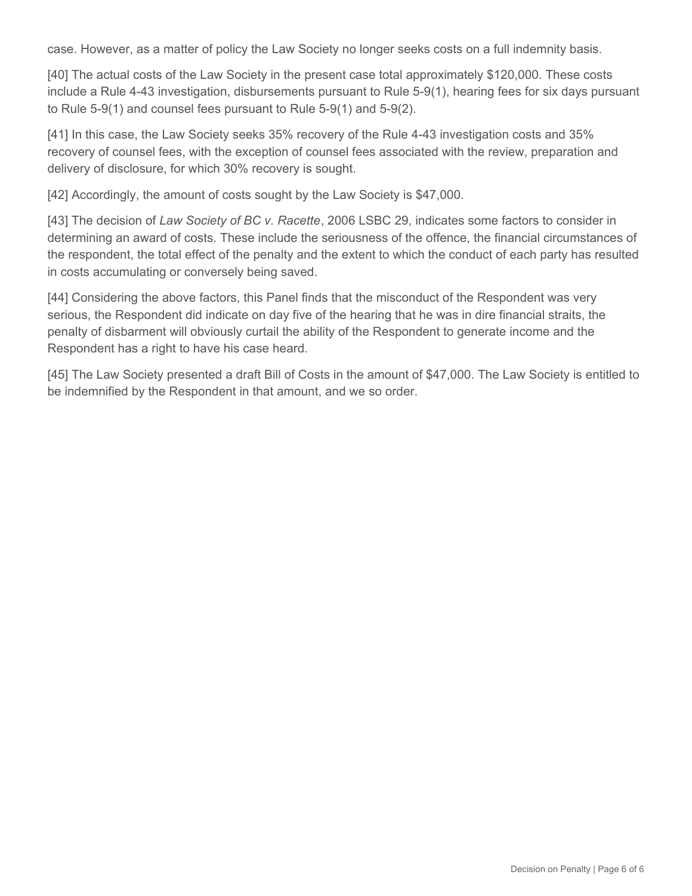case. However, as a matter of policy the Law Society no longer seeks costs on a full indemnity basis.

[40] The actual costs of the Law Society in the present case total approximately $120,000. These costs include a Rule 4-43 investigation, disbursements pursuant to Rule 5-9(1), hearing fees for six days pursuant to Rule 5-9(1) and counsel fees pursuant to Rule 5-9(1) and 5-9(2).

[41] In this case, the Law Society seeks 35% recovery of the Rule 4-43 investigation costs and 35% recovery of counsel fees, with the exception of counsel fees associated with the review, preparation and delivery of disclosure, for which 30% recovery is sought.

[42] Accordingly, the amount of costs sought by the Law Society is $47,000.

[43] The decision of *Law Society of BC v. Racette*, 2006 LSBC 29, indicates some factors to consider in determining an award of costs. These include the seriousness of the offence, the financial circumstances of the respondent, the total effect of the penalty and the extent to which the conduct of each party has resulted in costs accumulating or conversely being saved.

[44] Considering the above factors, this Panel finds that the misconduct of the Respondent was very serious, the Respondent did indicate on day five of the hearing that he was in dire financial straits, the penalty of disbarment will obviously curtail the ability of the Respondent to generate income and the Respondent has a right to have his case heard.

[45] The Law Society presented a draft Bill of Costs in the amount of $47,000. The Law Society is entitled to be indemnified by the Respondent in that amount, and we so order.